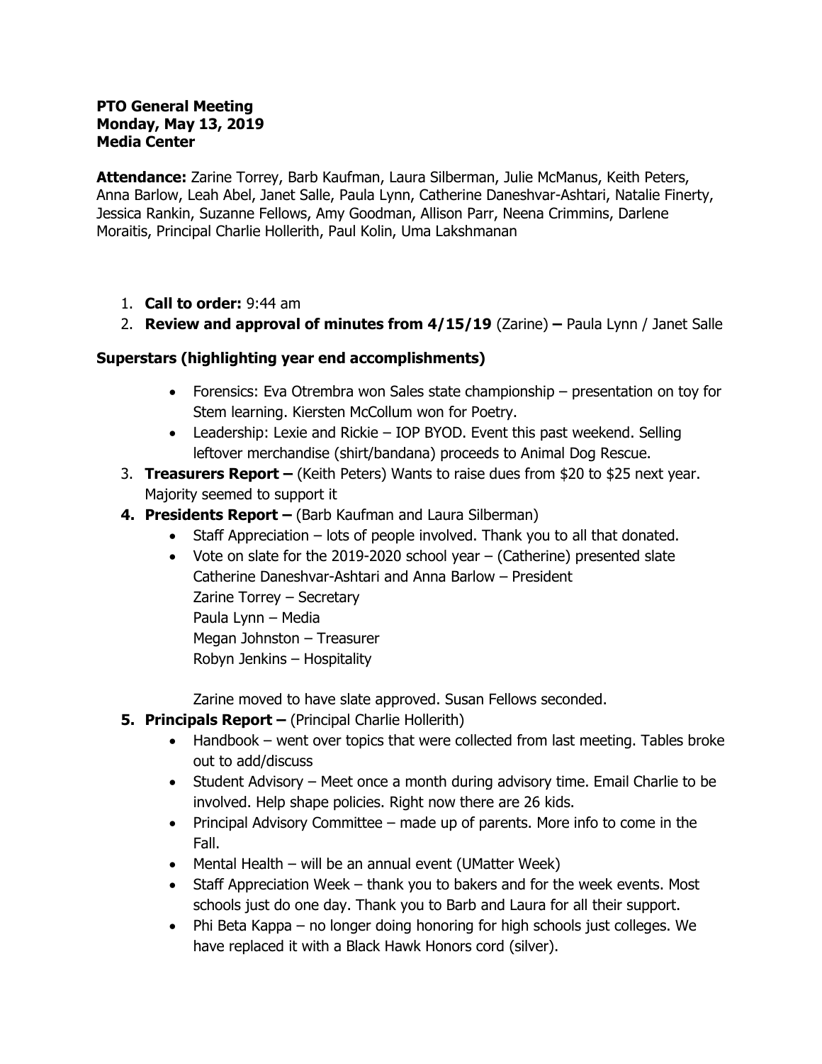**PTO General Meeting**
**Monday, May 13, 2019**
**Media Center**

**Attendance:** Zarine Torrey, Barb Kaufman, Laura Silberman, Julie McManus, Keith Peters, Anna Barlow, Leah Abel, Janet Salle, Paula Lynn, Catherine Daneshvar-Ashtari, Natalie Finerty, Jessica Rankin, Suzanne Fellows, Amy Goodman, Allison Parr, Neena Crimmins, Darlene Moraitis, Principal Charlie Hollerith, Paul Kolin, Uma Lakshmanan

1. **Call to order:** 9:44 am
2. **Review and approval of minutes from 4/15/19** (Zarine) **–** Paula Lynn / Janet Salle

**Superstars (highlighting year end accomplishments)**

- Forensics: Eva Otrembra won Sales state championship – presentation on toy for Stem learning. Kiersten McCollum won for Poetry.
- Leadership: Lexie and Rickie – IOP BYOD. Event this past weekend. Selling leftover merchandise (shirt/bandana) proceeds to Animal Dog Rescue.

3. **Treasurers Report –** (Keith Peters) Wants to raise dues from $20 to $25 next year. Majority seemed to support it
4. **Presidents Report –** (Barb Kaufman and Laura Silberman)
   - Staff Appreciation – lots of people involved. Thank you to all that donated.
   - Vote on slate for the 2019-2020 school year – (Catherine) presented slate
     Catherine Daneshvar-Ashtari and Anna Barlow – President
     Zarine Torrey – Secretary
     Paula Lynn – Media
     Megan Johnston – Treasurer
     Robyn Jenkins – Hospitality

     Zarine moved to have slate approved. Susan Fellows seconded.
5. **Principals Report –** (Principal Charlie Hollerith)
   - Handbook – went over topics that were collected from last meeting. Tables broke out to add/discuss
   - Student Advisory – Meet once a month during advisory time. Email Charlie to be involved. Help shape policies. Right now there are 26 kids.
   - Principal Advisory Committee – made up of parents. More info to come in the Fall.
   - Mental Health – will be an annual event (UMatter Week)
   - Staff Appreciation Week – thank you to bakers and for the week events. Most schools just do one day. Thank you to Barb and Laura for all their support.
   - Phi Beta Kappa – no longer doing honoring for high schools just colleges. We have replaced it with a Black Hawk Honors cord (silver).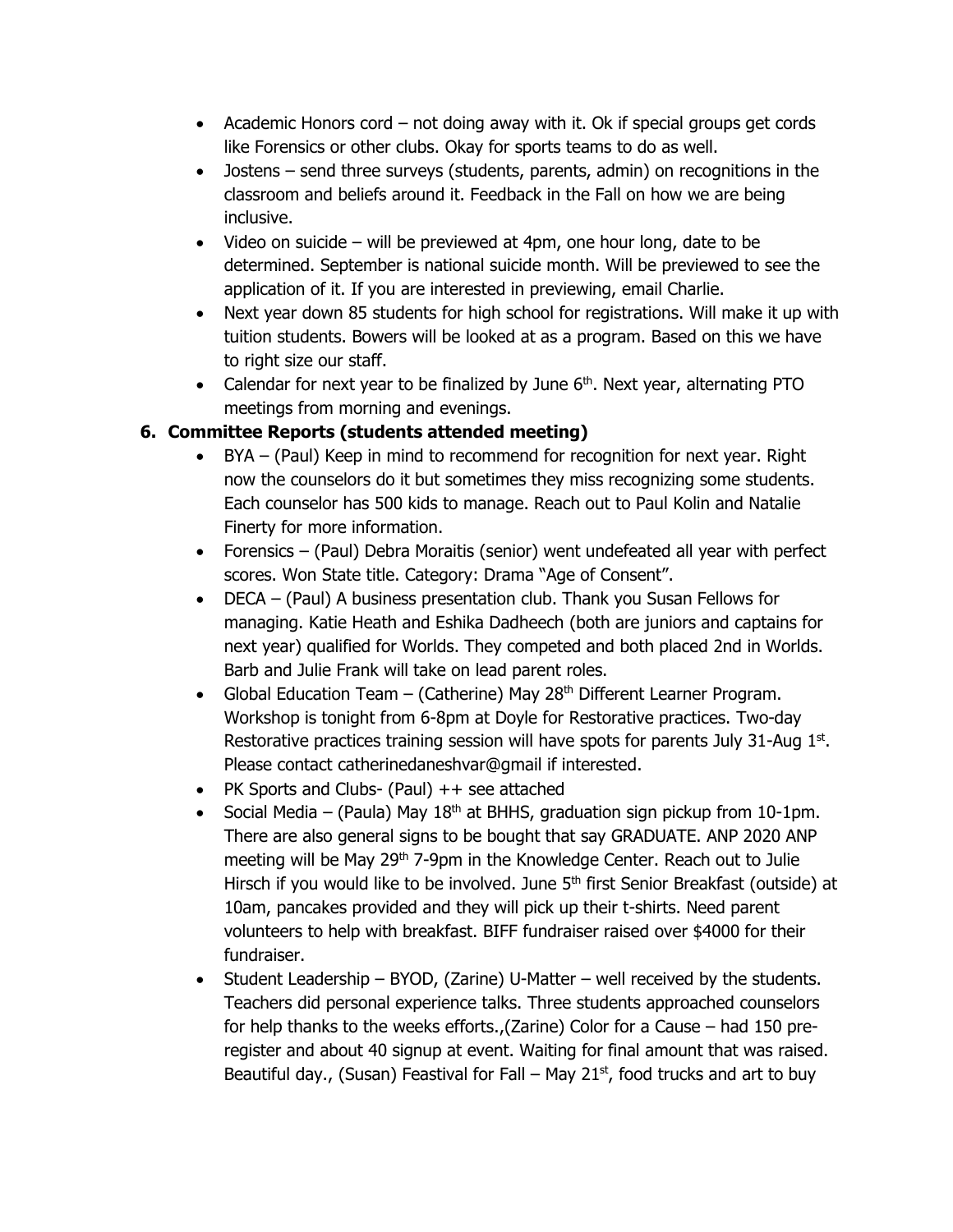- Academic Honors cord – not doing away with it. Ok if special groups get cords like Forensics or other clubs. Okay for sports teams to do as well.
- Jostens – send three surveys (students, parents, admin) on recognitions in the classroom and beliefs around it. Feedback in the Fall on how we are being inclusive.
- Video on suicide – will be previewed at 4pm, one hour long, date to be determined. September is national suicide month. Will be previewed to see the application of it. If you are interested in previewing, email Charlie.
- Next year down 85 students for high school for registrations. Will make it up with tuition students. Bowers will be looked at as a program. Based on this we have to right size our staff.
- Calendar for next year to be finalized by June 6th. Next year, alternating PTO meetings from morning and evenings.

**6. Committee Reports (students attended meeting)**

- BYA – (Paul) Keep in mind to recommend for recognition for next year. Right now the counselors do it but sometimes they miss recognizing some students. Each counselor has 500 kids to manage. Reach out to Paul Kolin and Natalie Finerty for more information.
- Forensics – (Paul) Debra Moraitis (senior) went undefeated all year with perfect scores. Won State title. Category: Drama "Age of Consent".
- DECA – (Paul) A business presentation club. Thank you Susan Fellows for managing. Katie Heath and Eshika Dadheech (both are juniors and captains for next year) qualified for Worlds. They competed and both placed 2nd in Worlds. Barb and Julie Frank will take on lead parent roles.
- Global Education Team – (Catherine) May 28th Different Learner Program. Workshop is tonight from 6-8pm at Doyle for Restorative practices. Two-day Restorative practices training session will have spots for parents July 31-Aug 1st. Please contact catherinedaneshvar@gmail if interested.
- PK Sports and Clubs- (Paul) ++ see attached
- Social Media – (Paula) May 18th at BHHS, graduation sign pickup from 10-1pm. There are also general signs to be bought that say GRADUATE. ANP 2020 ANP meeting will be May 29th 7-9pm in the Knowledge Center. Reach out to Julie Hirsch if you would like to be involved. June 5th first Senior Breakfast (outside) at 10am, pancakes provided and they will pick up their t-shirts. Need parent volunteers to help with breakfast. BIFF fundraiser raised over $4000 for their fundraiser.
- Student Leadership – BYOD, (Zarine) U-Matter – well received by the students. Teachers did personal experience talks. Three students approached counselors for help thanks to the weeks efforts.,(Zarine) Color for a Cause – had 150 pre-register and about 40 signup at event. Waiting for final amount that was raised. Beautiful day., (Susan) Feastival for Fall – May 21st, food trucks and art to buy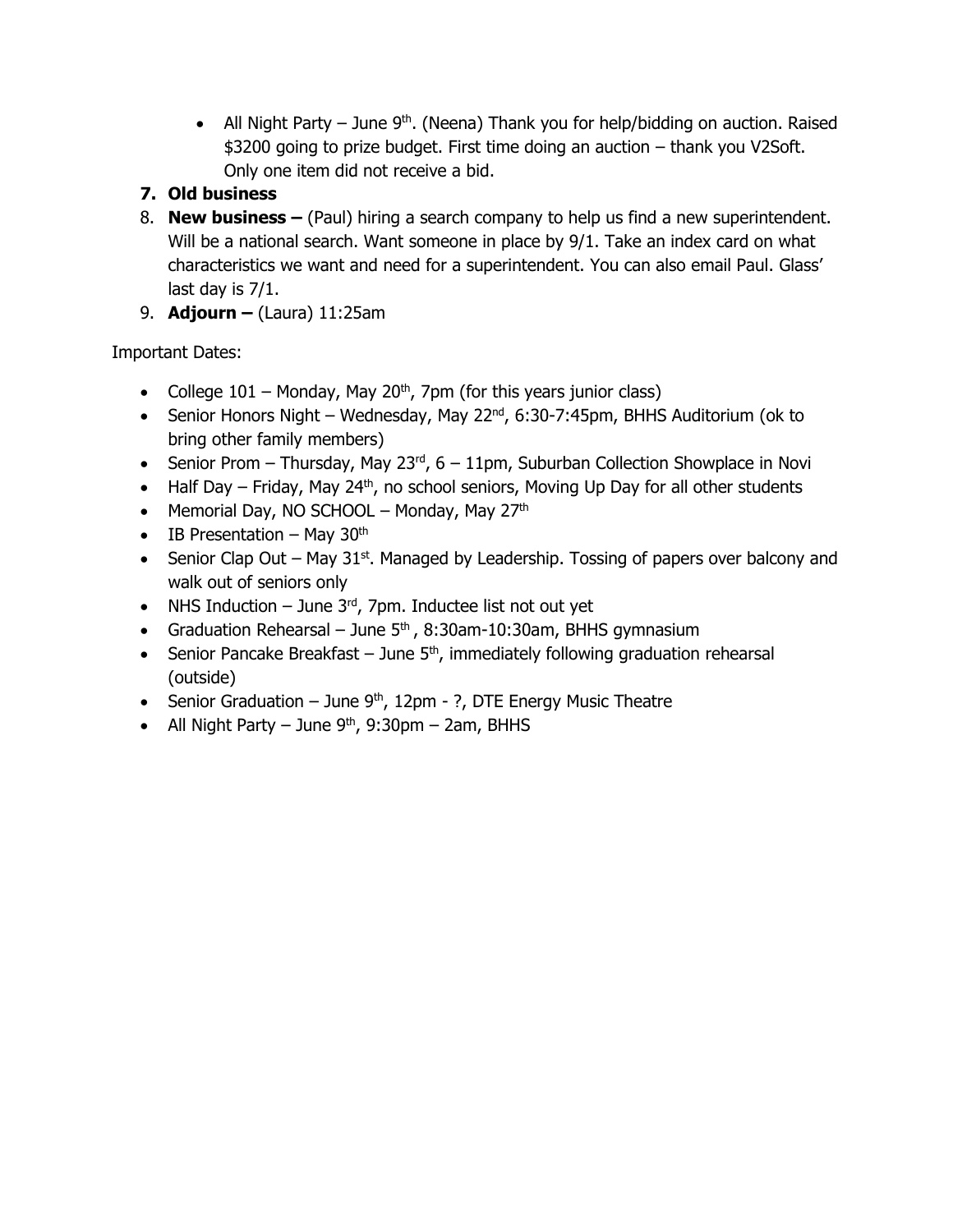- All Night Party – June 9th. (Neena) Thank you for help/bidding on auction. Raised $3200 going to prize budget. First time doing an auction – thank you V2Soft. Only one item did not receive a bid.

7. **Old business**
8. **New business –** (Paul) hiring a search company to help us find a new superintendent. Will be a national search. Want someone in place by 9/1. Take an index card on what characteristics we want and need for a superintendent. You can also email Paul. Glass' last day is 7/1.
9. **Adjourn –** (Laura) 11:25am

Important Dates:

- College 101 – Monday, May 20th, 7pm (for this years junior class)
- Senior Honors Night – Wednesday, May 22nd, 6:30-7:45pm, BHHS Auditorium (ok to bring other family members)
- Senior Prom – Thursday, May 23rd, 6 – 11pm, Suburban Collection Showplace in Novi
- Half Day – Friday, May 24th, no school seniors, Moving Up Day for all other students
- Memorial Day, NO SCHOOL – Monday, May 27th
- IB Presentation – May 30th
- Senior Clap Out – May 31st. Managed by Leadership. Tossing of papers over balcony and walk out of seniors only
- NHS Induction – June 3rd, 7pm. Inductee list not out yet
- Graduation Rehearsal – June 5th, 8:30am-10:30am, BHHS gymnasium
- Senior Pancake Breakfast – June 5th, immediately following graduation rehearsal (outside)
- Senior Graduation – June 9th, 12pm - ?, DTE Energy Music Theatre
- All Night Party – June 9th, 9:30pm – 2am, BHHS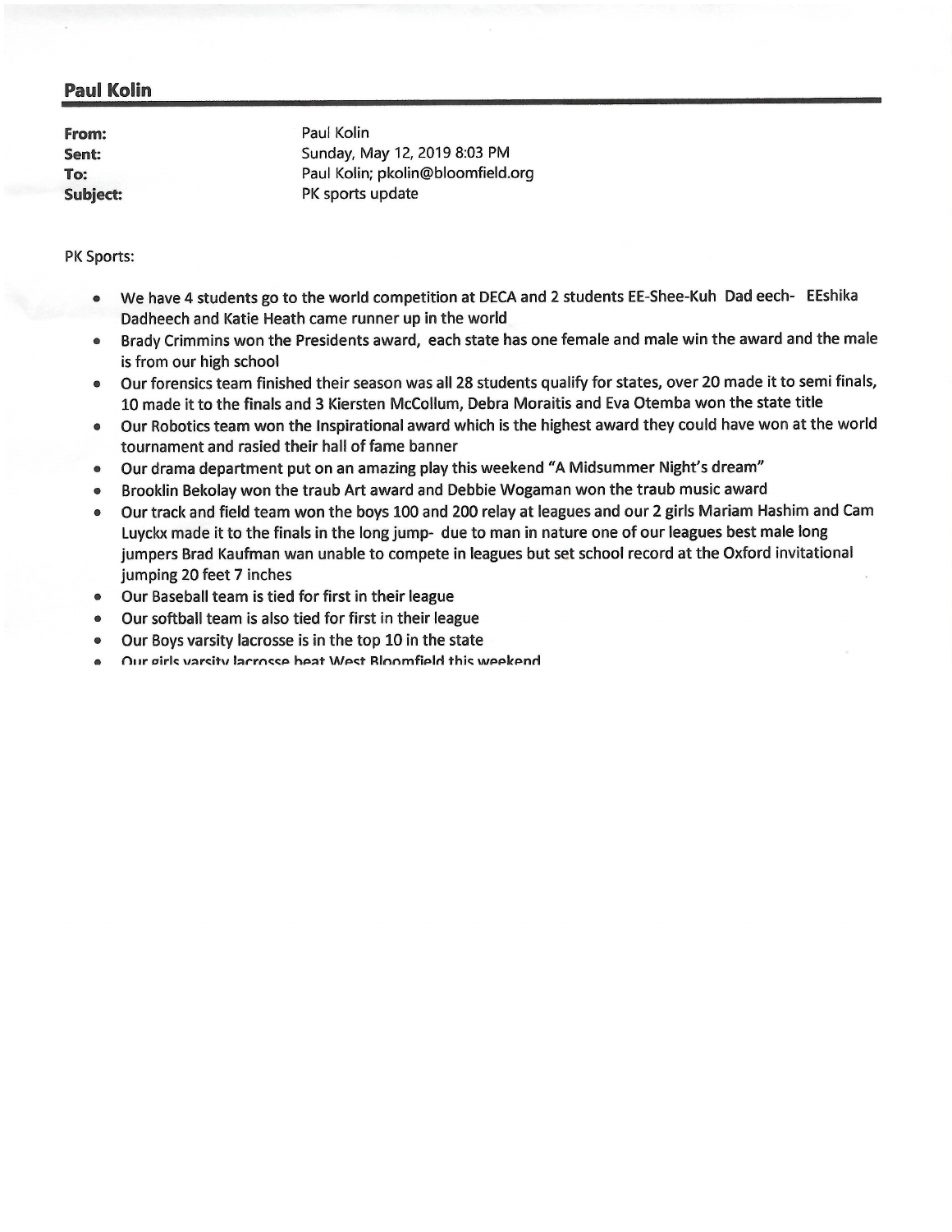## Paul Kolin

| | |
|---|---|
| **From:** | Paul Kolin |
| **Sent:** | Sunday, May 12, 2019 8:03 PM |
| **To:** | Paul Kolin; pkolin@bloomfield.org |
| **Subject:** | PK sports update |

PK Sports:

- We have 4 students go to the world competition at DECA and 2 students EE-Shee-Kuh Dad eech- EEshika Dadheech and Katie Heath came runner up in the world
- Brady Crimmins won the Presidents award, each state has one female and male win the award and the male is from our high school
- Our forensics team finished their season was all 28 students qualify for states, over 20 made it to semi finals, 10 made it to the finals and 3 Kiersten McCollum, Debra Moraitis and Eva Otemba won the state title
- Our Robotics team won the Inspirational award which is the highest award they could have won at the world tournament and rasied their hall of fame banner
- Our drama department put on an amazing play this weekend "A Midsummer Night's dream"
- Brooklin Bekolay won the traub Art award and Debbie Wogaman won the traub music award
- Our track and field team won the boys 100 and 200 relay at leagues and our 2 girls Mariam Hashim and Cam Luyckx made it to the finals in the long jump- due to man in nature one of our leagues best male long jumpers Brad Kaufman wan unable to compete in leagues but set school record at the Oxford invitational jumping 20 feet 7 inches
- Our Baseball team is tied for first in their league
- Our softball team is also tied for first in their league
- Our Boys varsity lacrosse is in the top 10 in the state
- Our girls varsity lacrosse beat West Bloomfield this weekend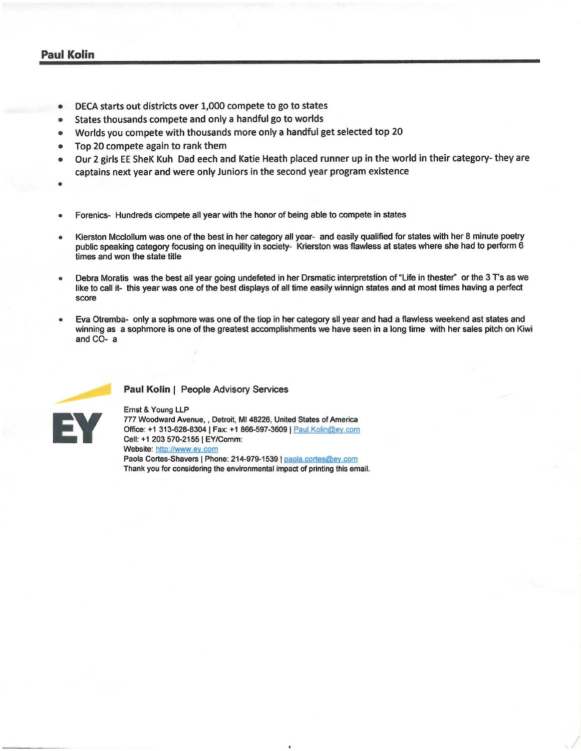## Paul Kolin

- DECA starts out districts over 1,000 compete to go to states
- States thousands compete and only a handful go to worlds
- Worlds you compete with thousands more only a handful get selected top 20
- Top 20 compete again to rank them
- Our 2 girls EE SheK Kuh Dad eech and Katie Heath placed runner up in the world in their category- they are captains next year and were only Juniors in the second year program existence
- 

- Forenics- Hundreds ciompete all year with the honor of being able to compete in states
- Kierston Mcclollum was one of the best in her category all year- and easily qualified for states with her 8 minute poetry public speaking category focusing on inequility in society- Krierston was flawless at states where she had to perform 6 times and won the state title
- Debra Moratis was the best all year going undefeted in her Drsmatic interpretstion of "Life in thester" or the 3 T's as we like to call it- this year was one of the best displays of all time easily winnign states and at most times having a perfect score
- Eva Otremba- only a sophmore was one of the tiop in her category sll year and had a flawless weekend ast states and winning as a sophmore is one of the greatest accomplishments we have seen in a long time with her sales pitch on Kiwi and CO- a

**Paul Kolin** | People Advisory Services

Ernst & Young LLP
777 Woodward Avenue, , Detroit, MI 48226, United States of America
Office: +1 313-628-8304 | Fax: +1 866-597-3609 | Paul.Kolin@ey.com
Cell: +1 203 570-2155 | EY/Comm:
Website: http://www.ey.com
Paola Cortes-Shavers | Phone: 214-979-1539 | paola.cortes@ey.com
Thank you for considering the environmental impact of printing this email.